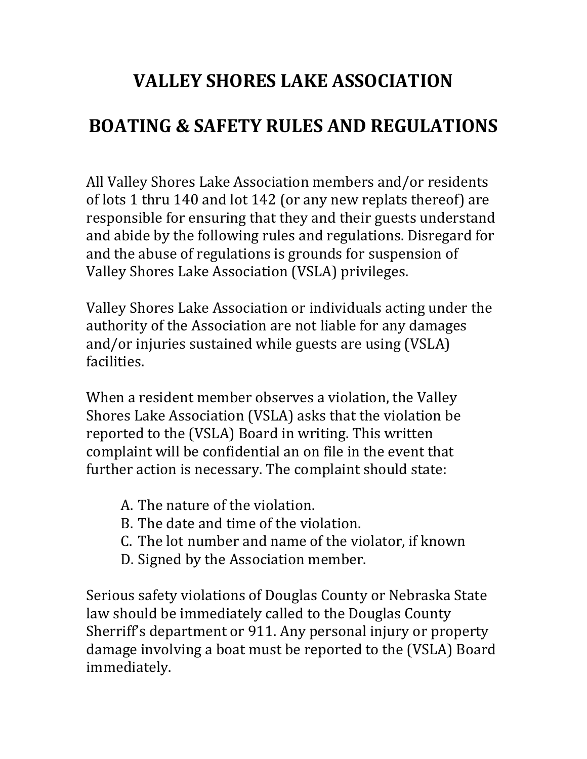# VALLEY SHORES LAKE ASSOCIATION

# BOATING & SAFETY RULES AND REGULATIONS

All Valley Shores Lake Association members and/or residents of lots 1 thru 140 and lot 142 (or any new replats thereof) are responsible for ensuring that they and their guests understand and abide by the following rules and regulations. Disregard for and the abuse of regulations is grounds for suspension of Valley Shores Lake Association (VSLA) privileges.

Valley Shores Lake Association or individuals acting under the authority of the Association are not liable for any damages and/or injuries sustained while guests are using (VSLA) facilities.

When a resident member observes a violation, the Valley Shores Lake Association (VSLA) asks that the violation be reported to the (VSLA) Board in writing. This written complaint will be confidential an on file in the event that further action is necessary. The complaint should state:

A. The nature of the violation.
B. The date and time of the violation.
C. The lot number and name of the violator, if known
D. Signed by the Association member.

Serious safety violations of Douglas County or Nebraska State law should be immediately called to the Douglas County Sherriff's department or 911. Any personal injury or property damage involving a boat must be reported to the (VSLA) Board immediately.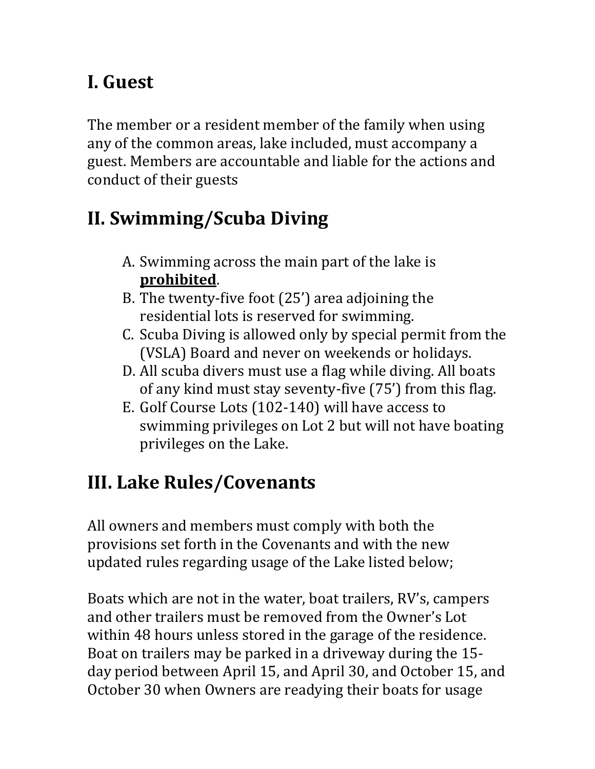## I. Guest

The member or a resident member of the family when using any of the common areas, lake included, must accompany a guest. Members are accountable and liable for the actions and conduct of their guests

## II. Swimming/Scuba Diving

A. Swimming across the main part of the lake is **<u>prohibited</u>**.
B. The twenty-five foot (25') area adjoining the residential lots is reserved for swimming.
C. Scuba Diving is allowed only by special permit from the (VSLA) Board and never on weekends or holidays.
D. All scuba divers must use a flag while diving. All boats of any kind must stay seventy-five (75') from this flag.
E. Golf Course Lots (102-140) will have access to swimming privileges on Lot 2 but will not have boating privileges on the Lake.

## III. Lake Rules/Covenants

All owners and members must comply with both the provisions set forth in the Covenants and with the new updated rules regarding usage of the Lake listed below;

Boats which are not in the water, boat trailers, RV's, campers and other trailers must be removed from the Owner's Lot within 48 hours unless stored in the garage of the residence. Boat on trailers may be parked in a driveway during the 15-day period between April 15, and April 30, and October 15, and October 30 when Owners are readying their boats for usage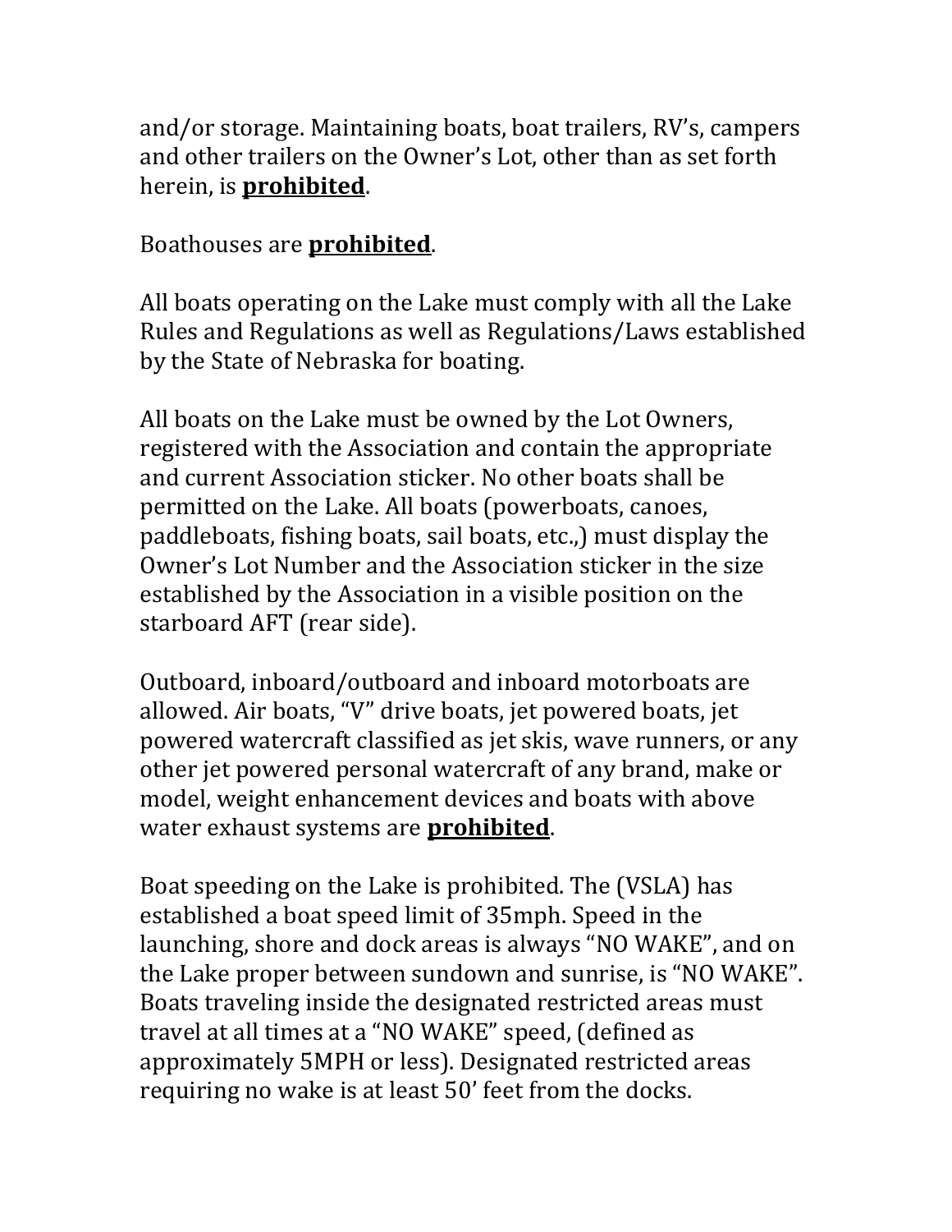and/or storage. Maintaining boats, boat trailers, RV's, campers and other trailers on the Owner's Lot, other than as set forth herein, is **prohibited**.

Boathouses are **prohibited**.

All boats operating on the Lake must comply with all the Lake Rules and Regulations as well as Regulations/Laws established by the State of Nebraska for boating.

All boats on the Lake must be owned by the Lot Owners, registered with the Association and contain the appropriate and current Association sticker. No other boats shall be permitted on the Lake. All boats (powerboats, canoes, paddleboats, fishing boats, sail boats, etc.,) must display the Owner's Lot Number and the Association sticker in the size established by the Association in a visible position on the starboard AFT (rear side).

Outboard, inboard/outboard and inboard motorboats are allowed. Air boats, "V" drive boats, jet powered boats, jet powered watercraft classified as jet skis, wave runners, or any other jet powered personal watercraft of any brand, make or model, weight enhancement devices and boats with above water exhaust systems are **prohibited**.

Boat speeding on the Lake is prohibited. The (VSLA) has established a boat speed limit of 35mph. Speed in the launching, shore and dock areas is always "NO WAKE", and on the Lake proper between sundown and sunrise, is "NO WAKE". Boats traveling inside the designated restricted areas must travel at all times at a "NO WAKE" speed, (defined as approximately 5MPH or less). Designated restricted areas requiring no wake is at least 50' feet from the docks.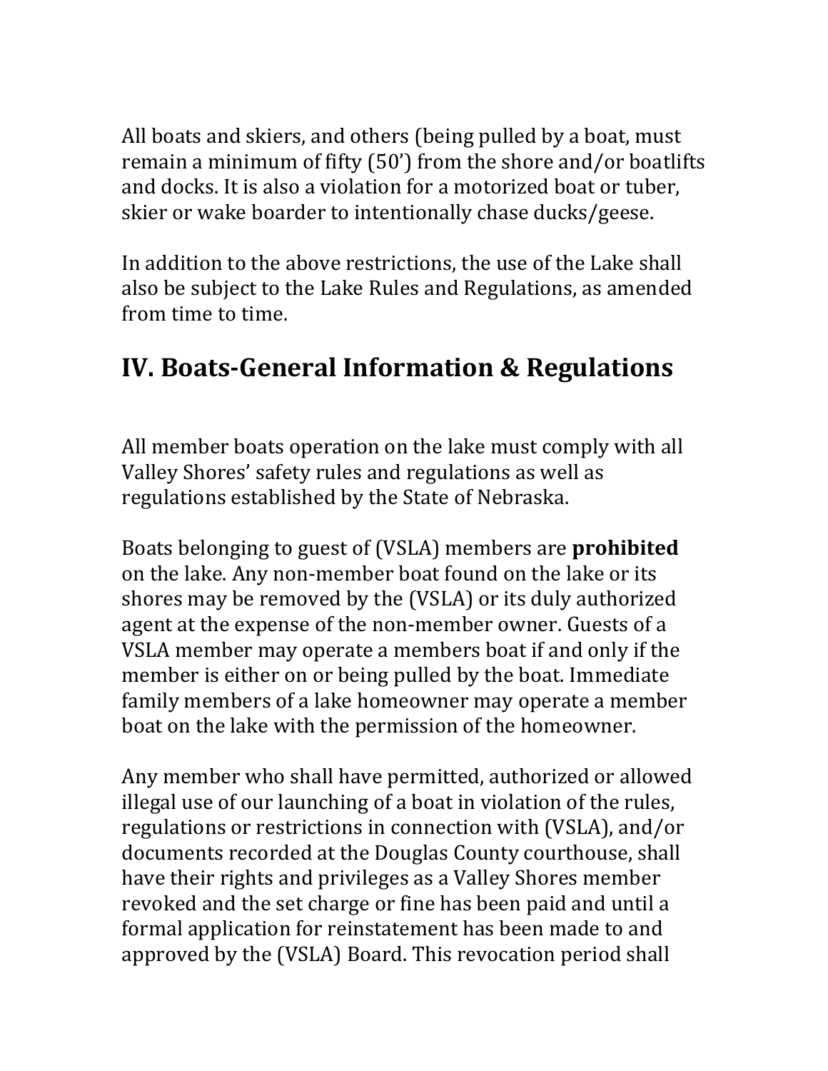All boats and skiers, and others (being pulled by a boat, must remain a minimum of fifty (50') from the shore and/or boatlifts and docks. It is also a violation for a motorized boat or tuber, skier or wake boarder to intentionally chase ducks/geese.

In addition to the above restrictions, the use of the Lake shall also be subject to the Lake Rules and Regulations, as amended from time to time.

## IV. Boats-General Information & Regulations

All member boats operation on the lake must comply with all Valley Shores' safety rules and regulations as well as regulations established by the State of Nebraska.

Boats belonging to guest of (VSLA) members are **prohibited** on the lake. Any non-member boat found on the lake or its shores may be removed by the (VSLA) or its duly authorized agent at the expense of the non-member owner. Guests of a VSLA member may operate a members boat if and only if the member is either on or being pulled by the boat. Immediate family members of a lake homeowner may operate a member boat on the lake with the permission of the homeowner.

Any member who shall have permitted, authorized or allowed illegal use of our launching of a boat in violation of the rules, regulations or restrictions in connection with (VSLA), and/or documents recorded at the Douglas County courthouse, shall have their rights and privileges as a Valley Shores member revoked and the set charge or fine has been paid and until a formal application for reinstatement has been made to and approved by the (VSLA) Board. This revocation period shall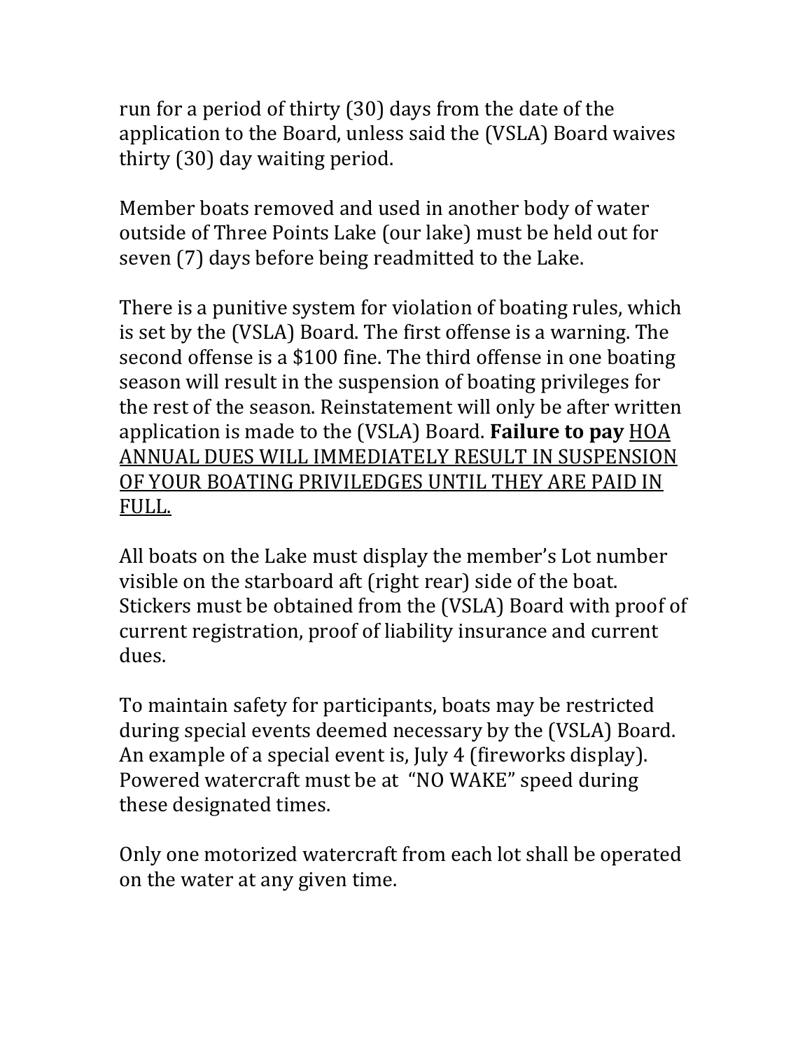run for a period of thirty (30) days from the date of the application to the Board, unless said the (VSLA) Board waives thirty (30) day waiting period.

Member boats removed and used in another body of water outside of Three Points Lake (our lake) must be held out for seven (7) days before being readmitted to the Lake.

There is a punitive system for violation of boating rules, which is set by the (VSLA) Board. The first offense is a warning. The second offense is a $100 fine. The third offense in one boating season will result in the suspension of boating privileges for the rest of the season. Reinstatement will only be after written application is made to the (VSLA) Board. **Failure to pay** <u>HOA ANNUAL DUES WILL IMMEDIATELY RESULT IN SUSPENSION OF YOUR BOATING PRIVILEDGES UNTIL THEY ARE PAID IN FULL.</u>

All boats on the Lake must display the member's Lot number visible on the starboard aft (right rear) side of the boat. Stickers must be obtained from the (VSLA) Board with proof of current registration, proof of liability insurance and current dues.

To maintain safety for participants, boats may be restricted during special events deemed necessary by the (VSLA) Board. An example of a special event is, July 4 (fireworks display). Powered watercraft must be at "NO WAKE" speed during these designated times.

Only one motorized watercraft from each lot shall be operated on the water at any given time.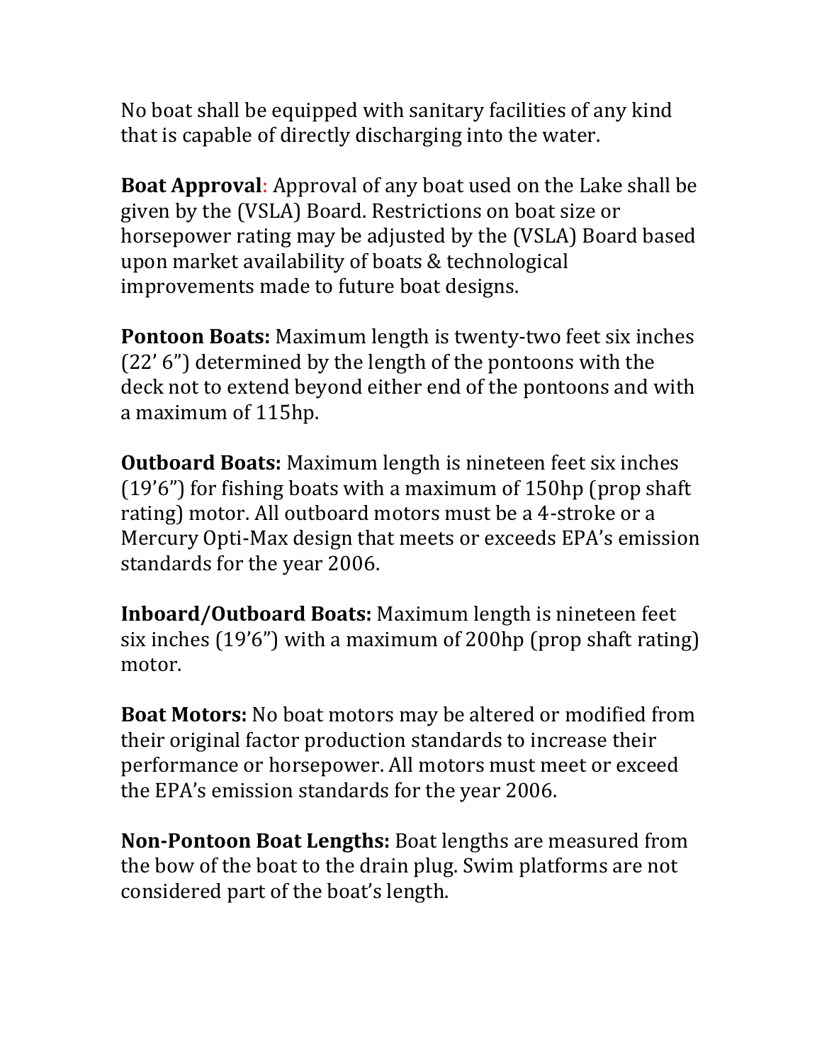No boat shall be equipped with sanitary facilities of any kind that is capable of directly discharging into the water.

**Boat Approval**: Approval of any boat used on the Lake shall be given by the (VSLA) Board. Restrictions on boat size or horsepower rating may be adjusted by the (VSLA) Board based upon market availability of boats & technological improvements made to future boat designs.

**Pontoon Boats:** Maximum length is twenty-two feet six inches (22' 6") determined by the length of the pontoons with the deck not to extend beyond either end of the pontoons and with a maximum of 115hp.

**Outboard Boats:** Maximum length is nineteen feet six inches (19'6") for fishing boats with a maximum of 150hp (prop shaft rating) motor. All outboard motors must be a 4-stroke or a Mercury Opti-Max design that meets or exceeds EPA's emission standards for the year 2006.

**Inboard/Outboard Boats:** Maximum length is nineteen feet six inches (19'6") with a maximum of 200hp (prop shaft rating) motor.

**Boat Motors:** No boat motors may be altered or modified from their original factor production standards to increase their performance or horsepower. All motors must meet or exceed the EPA's emission standards for the year 2006.

**Non-Pontoon Boat Lengths:** Boat lengths are measured from the bow of the boat to the drain plug. Swim platforms are not considered part of the boat's length.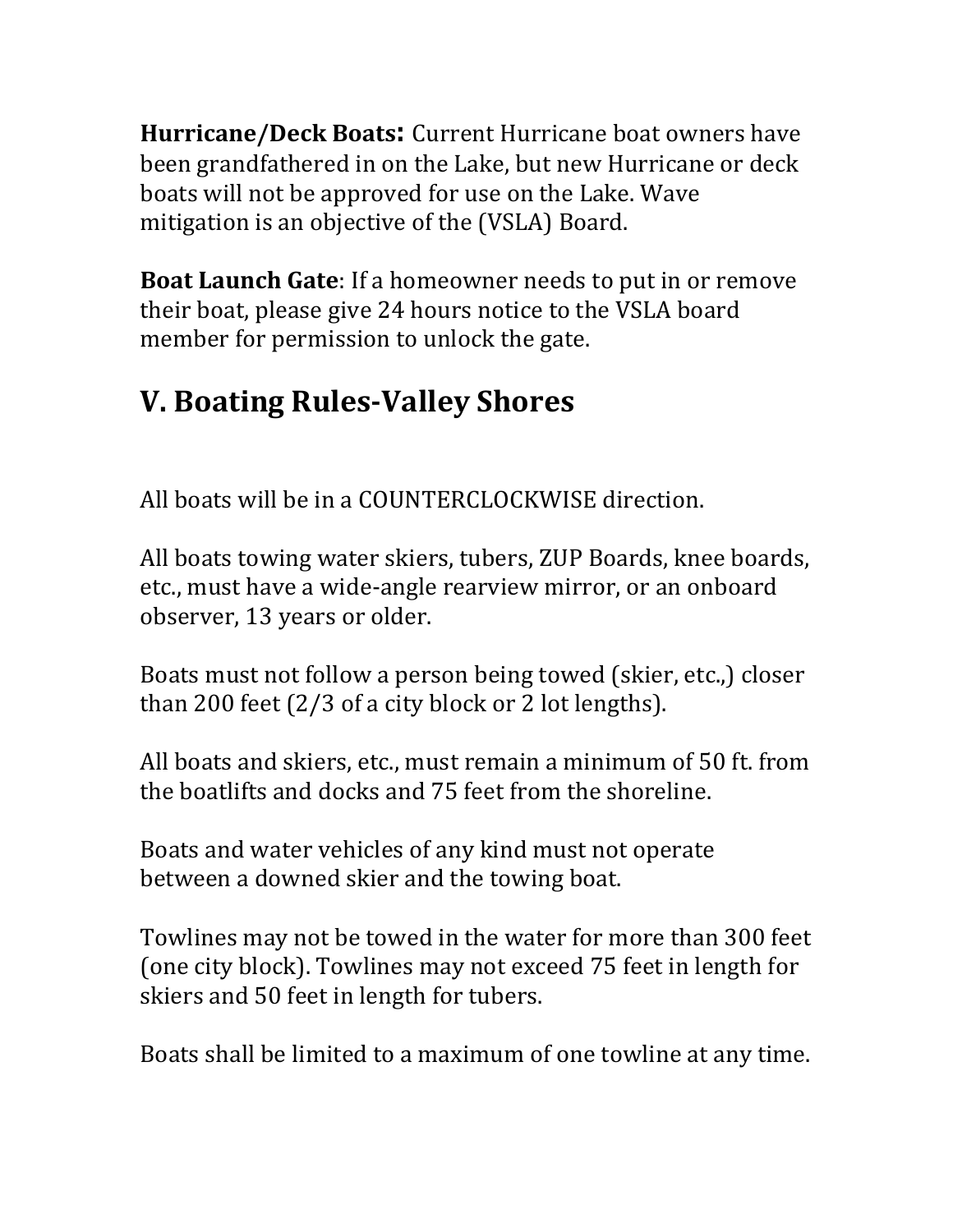**Hurricane/Deck Boats:** Current Hurricane boat owners have been grandfathered in on the Lake, but new Hurricane or deck boats will not be approved for use on the Lake. Wave mitigation is an objective of the (VSLA) Board.

**Boat Launch Gate**: If a homeowner needs to put in or remove their boat, please give 24 hours notice to the VSLA board member for permission to unlock the gate.

## V. Boating Rules-Valley Shores

All boats will be in a COUNTERCLOCKWISE direction.

All boats towing water skiers, tubers, ZUP Boards, knee boards, etc., must have a wide-angle rearview mirror, or an onboard observer, 13 years or older.

Boats must not follow a person being towed (skier, etc.,) closer than 200 feet (2/3 of a city block or 2 lot lengths).

All boats and skiers, etc., must remain a minimum of 50 ft. from the boatlifts and docks and 75 feet from the shoreline.

Boats and water vehicles of any kind must not operate between a downed skier and the towing boat.

Towlines may not be towed in the water for more than 300 feet (one city block). Towlines may not exceed 75 feet in length for skiers and 50 feet in length for tubers.

Boats shall be limited to a maximum of one towline at any time.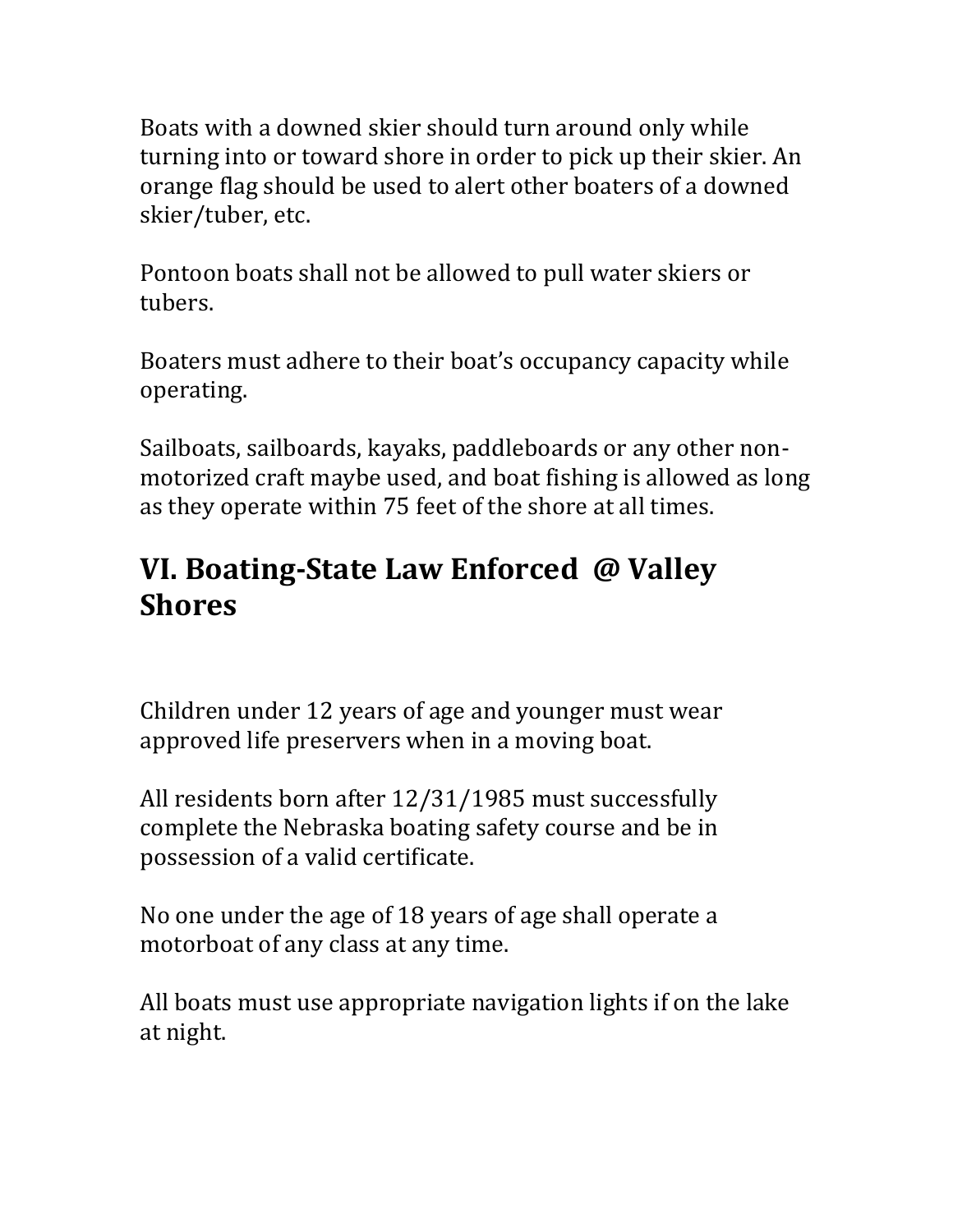Boats with a downed skier should turn around only while turning into or toward shore in order to pick up their skier. An orange flag should be used to alert other boaters of a downed skier/tuber, etc.

Pontoon boats shall not be allowed to pull water skiers or tubers.

Boaters must adhere to their boat's occupancy capacity while operating.

Sailboats, sailboards, kayaks, paddleboards or any other non-motorized craft maybe used, and boat fishing is allowed as long as they operate within 75 feet of the shore at all times.

## VI. Boating-State Law Enforced @ Valley Shores

Children under 12 years of age and younger must wear approved life preservers when in a moving boat.

All residents born after 12/31/1985 must successfully complete the Nebraska boating safety course and be in possession of a valid certificate.

No one under the age of 18 years of age shall operate a motorboat of any class at any time.

All boats must use appropriate navigation lights if on the lake at night.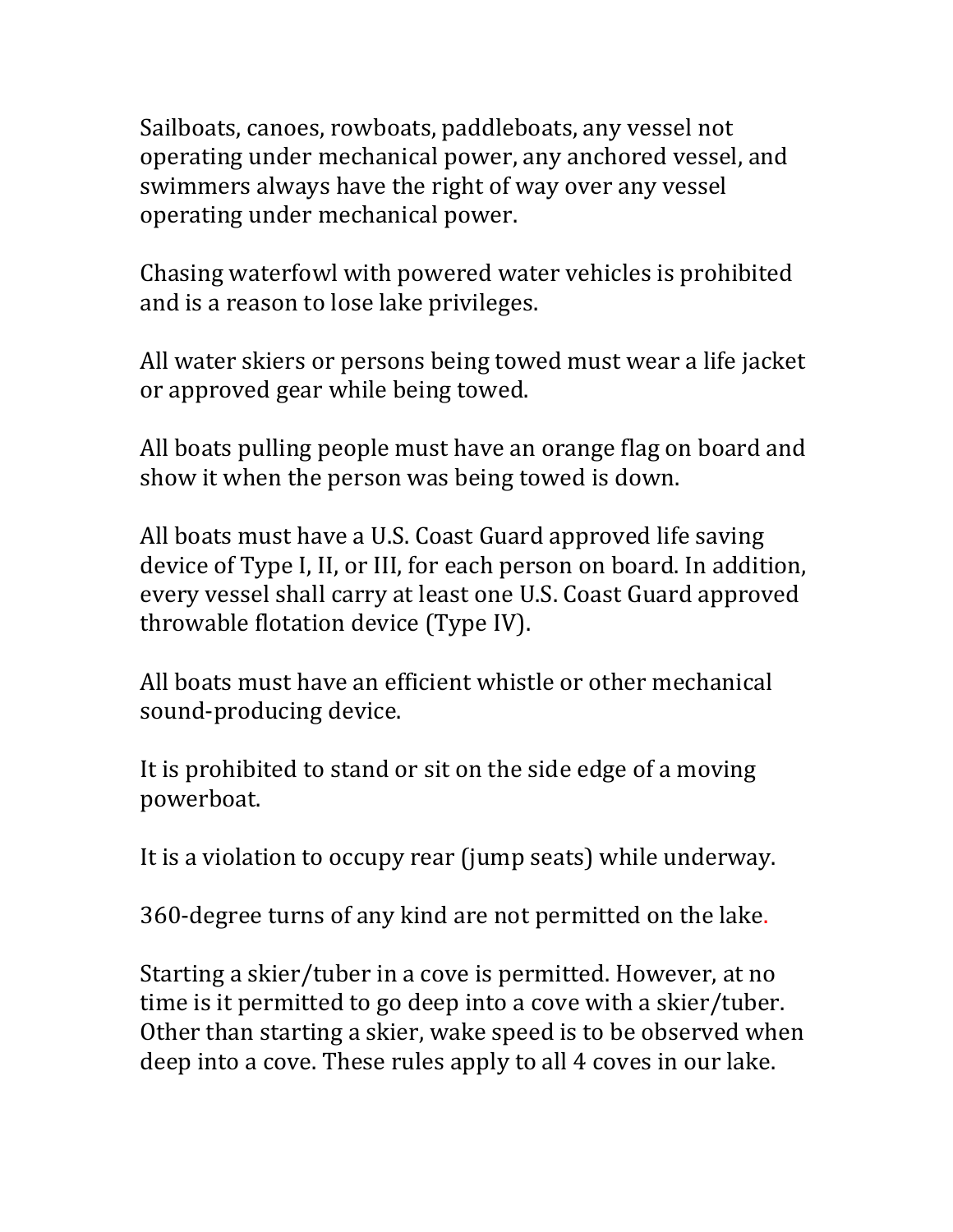Sailboats, canoes, rowboats, paddleboats, any vessel not operating under mechanical power, any anchored vessel, and swimmers always have the right of way over any vessel operating under mechanical power.

Chasing waterfowl with powered water vehicles is prohibited and is a reason to lose lake privileges.

All water skiers or persons being towed must wear a life jacket or approved gear while being towed.

All boats pulling people must have an orange flag on board and show it when the person was being towed is down.

All boats must have a U.S. Coast Guard approved life saving device of Type I, II, or III, for each person on board. In addition, every vessel shall carry at least one U.S. Coast Guard approved throwable flotation device (Type IV).

All boats must have an efficient whistle or other mechanical sound-producing device.

It is prohibited to stand or sit on the side edge of a moving powerboat.

It is a violation to occupy rear (jump seats) while underway.

360-degree turns of any kind are not permitted on the lake.

Starting a skier/tuber in a cove is permitted. However, at no time is it permitted to go deep into a cove with a skier/tuber. Other than starting a skier, wake speed is to be observed when deep into a cove. These rules apply to all 4 coves in our lake.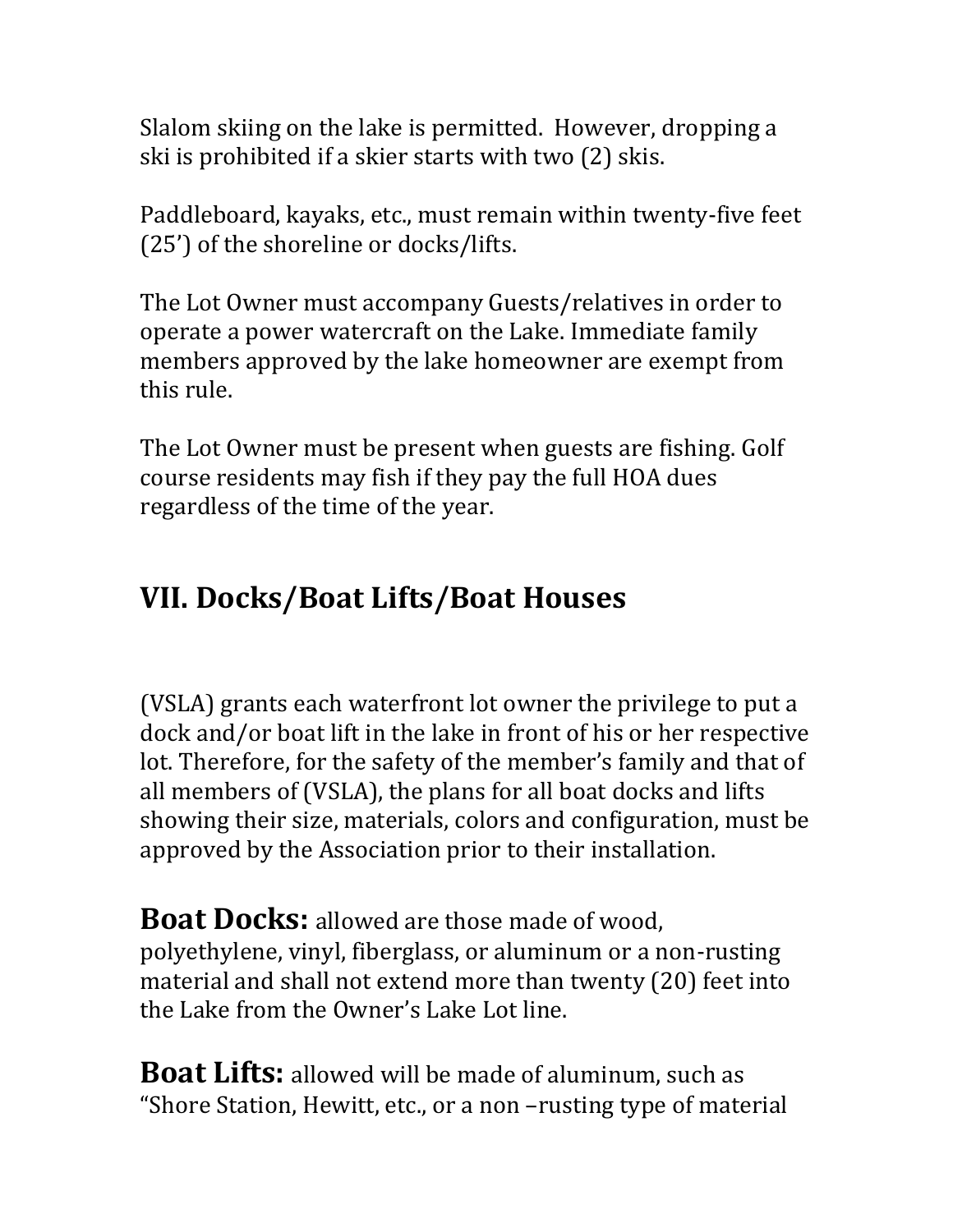Slalom skiing on the lake is permitted. However, dropping a ski is prohibited if a skier starts with two (2) skis.

Paddleboard, kayaks, etc., must remain within twenty-five feet (25') of the shoreline or docks/lifts.

The Lot Owner must accompany Guests/relatives in order to operate a power watercraft on the Lake. Immediate family members approved by the lake homeowner are exempt from this rule.

The Lot Owner must be present when guests are fishing. Golf course residents may fish if they pay the full HOA dues regardless of the time of the year.

## VII. Docks/Boat Lifts/Boat Houses

(VSLA) grants each waterfront lot owner the privilege to put a dock and/or boat lift in the lake in front of his or her respective lot. Therefore, for the safety of the member's family and that of all members of (VSLA), the plans for all boat docks and lifts showing their size, materials, colors and configuration, must be approved by the Association prior to their installation.

**Boat Docks:** allowed are those made of wood, polyethylene, vinyl, fiberglass, or aluminum or a non-rusting material and shall not extend more than twenty (20) feet into the Lake from the Owner's Lake Lot line.

**Boat Lifts:** allowed will be made of aluminum, such as "Shore Station, Hewitt, etc., or a non –rusting type of material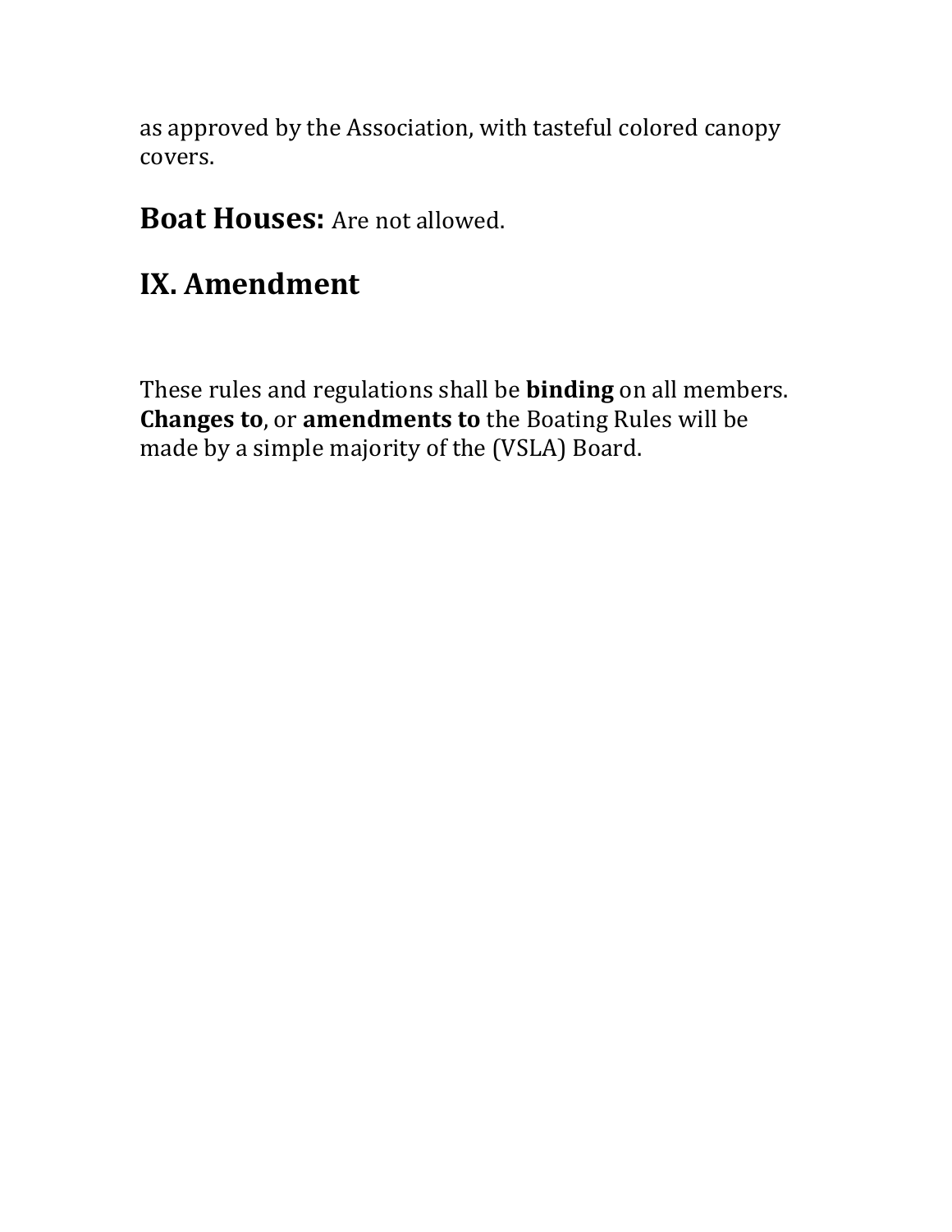as approved by the Association, with tasteful colored canopy covers.

**Boat Houses:** Are not allowed.

## IX. Amendment

These rules and regulations shall be **binding** on all members. **Changes to**, or **amendments to** the Boating Rules will be made by a simple majority of the (VSLA) Board.